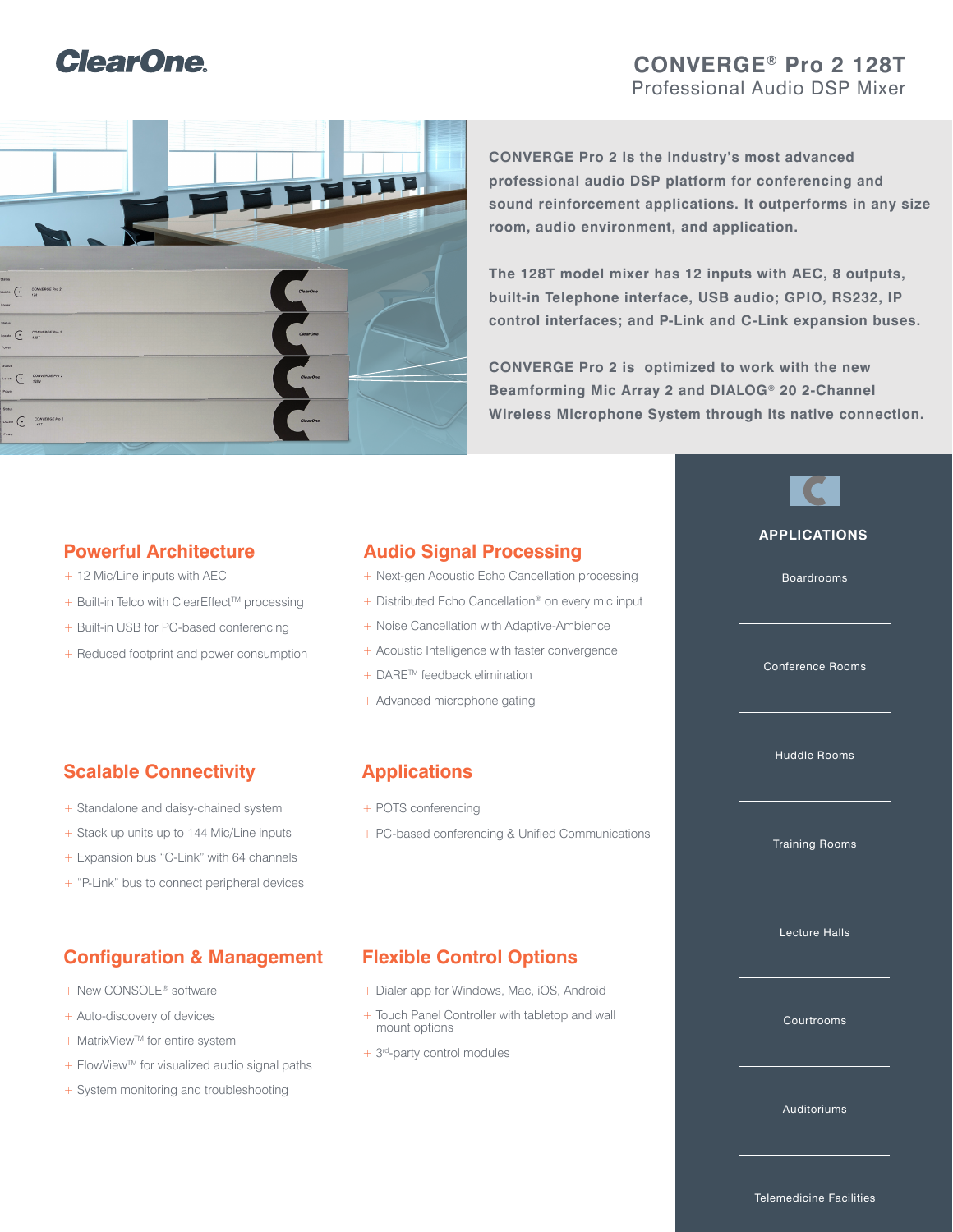ClearOne.

# CONVERGE® Pro 2 128T

## Professional Audio DSP Mixer

**CONVERGE Pro 2 is the industry's most advanced professional audio DSP platform for conferencing and sound reinforcement applications. It outperforms in any size room, audio environment, and application.**

**The 128T model mixer has 12 inputs with AEC, 8 outputs, built-in Telephone interface, USB audio; GPIO, RS232, IP control interfaces; and P-Link and C-Link expansion buses.**

**CONVERGE Pro 2 is optimized to work with the new Beamforming Mic Array 2 and DIALOG® 20 2-Channel Wireless Microphone System through its native connection.**

### Powerful Architecture

+ 12 Mic/Line inputs with AEC
+ Built-in Telco with ClearEffect™ processing
+ Built-in USB for PC-based conferencing
+ Reduced footprint and power consumption

### Audio Signal Processing

+ Next-gen Acoustic Echo Cancellation processing
+ Distributed Echo Cancellation® on every mic input
+ Noise Cancellation with Adaptive-Ambience
+ Acoustic Intelligence with faster convergence
+ DARE™ feedback elimination
+ Advanced microphone gating

### Scalable Connectivity

+ Standalone and daisy-chained system
+ Stack up units up to 144 Mic/Line inputs
+ Expansion bus "C-Link" with 64 channels
+ "P-Link" bus to connect peripheral devices

### Applications

+ POTS conferencing
+ PC-based conferencing & Unified Communications

### Configuration & Management

+ New CONSOLE® software
+ Auto-discovery of devices
+ MatrixView™ for entire system
+ FlowView™ for visualized audio signal paths
+ System monitoring and troubleshooting

### Flexible Control Options

+ Dialer app for Windows, Mac, iOS, Android
+ Touch Panel Controller with tabletop and wall mount options
+ 3rd-party control modules

### APPLICATIONS

- Boardrooms
- Conference Rooms
- Huddle Rooms
- Training Rooms
- Lecture Halls
- Courtrooms
- Auditoriums
- Telemedicine Facilities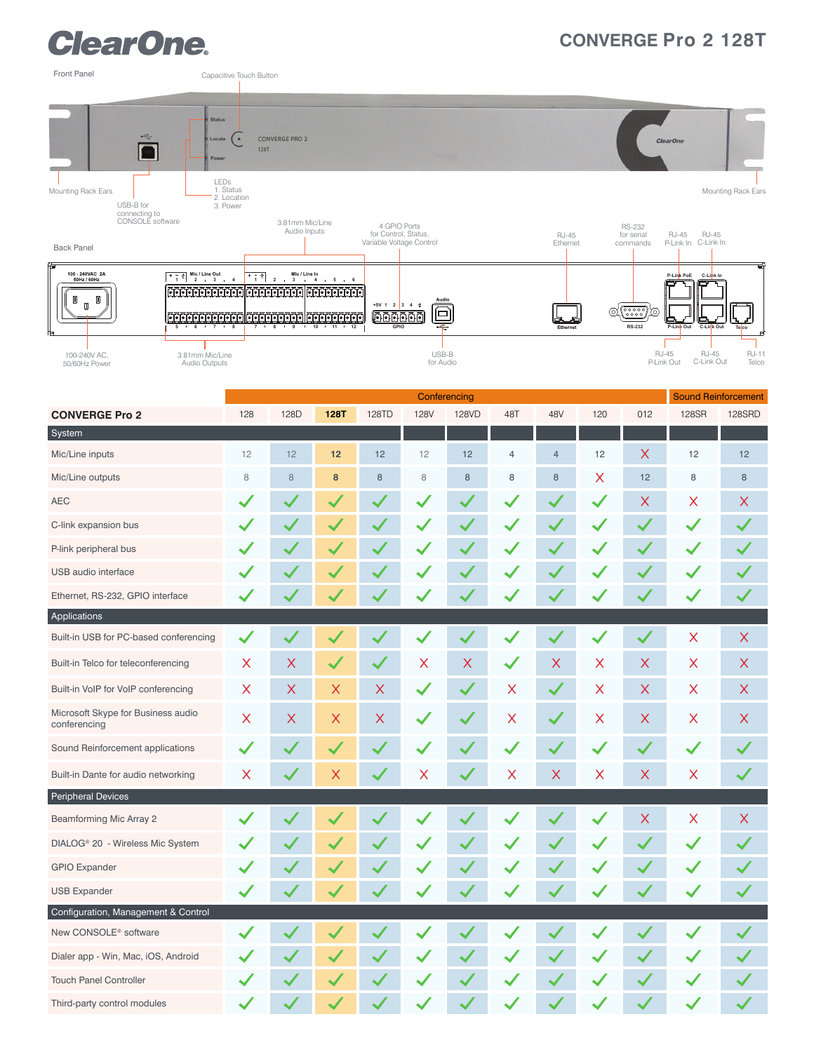# ClearOne

## CONVERGE Pro 2 128T

Front Panel

- Capacitive Touch Button
- Mounting Rack Ears
- USB-B for connecting to CONSOLE software
- LEDs
  1. Status
  2. Location
  3. Power
- Mounting Rack Ears

Back Panel

- 3.81mm Mic/Line Audio Inputs
- 4 GPIO Ports for Control, Status, Variable Voltage Control
- RJ-45 Ethernet
- RS-232 for serial commands
- RJ-45 P-Link In
- RJ-45 C-Link In
- 100-240V AC, 50/60Hz Power
- 3.81mm Mic/Line Audio Outputs
- USB-B for Audio
- RJ-45 P-Link Out
- RJ-45 C-Link Out
- RJ-11 Telco

| | Conferencing | | | | | | | | | | Sound Reinforcement | |
|---|---|---|---|---|---|---|---|---|---|---|---|---|
| **CONVERGE Pro 2** | 128 | 128D | **128T** | 128TD | 128V | 128VD | 48T | 48V | 120 | 012 | 128SR | 128SRD |
| **System** | | | | | | | | | | | | |
| Mic/Line inputs | 12 | 12 | **12** | 12 | 12 | 12 | 4 | 4 | 12 | ✗ | 12 | 12 |
| Mic/Line outputs | 8 | 8 | **8** | 8 | 8 | 8 | 8 | 8 | ✗ | 12 | 8 | 8 |
| AEC | ✓ | ✓ | ✓ | ✓ | ✓ | ✓ | ✓ | ✓ | ✓ | ✗ | ✗ | ✗ |
| C-link expansion bus | ✓ | ✓ | ✓ | ✓ | ✓ | ✓ | ✓ | ✓ | ✓ | ✓ | ✓ | ✓ |
| P-link peripheral bus | ✓ | ✓ | ✓ | ✓ | ✓ | ✓ | ✓ | ✓ | ✓ | ✓ | ✓ | ✓ |
| USB audio interface | ✓ | ✓ | ✓ | ✓ | ✓ | ✓ | ✓ | ✓ | ✓ | ✓ | ✓ | ✓ |
| Ethernet, RS-232, GPIO interface | ✓ | ✓ | ✓ | ✓ | ✓ | ✓ | ✓ | ✓ | ✓ | ✓ | ✓ | ✓ |
| **Applications** | | | | | | | | | | | | |
| Built-in USB for PC-based conferencing | ✓ | ✓ | ✓ | ✓ | ✓ | ✓ | ✓ | ✓ | ✓ | ✓ | ✗ | ✗ |
| Built-in Telco for teleconferencing | ✗ | ✗ | ✓ | ✓ | ✗ | ✗ | ✓ | ✗ | ✗ | ✗ | ✗ | ✗ |
| Built-in VoIP for VoIP conferencing | ✗ | ✗ | ✗ | ✗ | ✓ | ✓ | ✗ | ✓ | ✗ | ✗ | ✗ | ✗ |
| Microsoft Skype for Business audio conferencing | ✗ | ✗ | ✗ | ✗ | ✓ | ✓ | ✗ | ✓ | ✗ | ✗ | ✗ | ✗ |
| Sound Reinforcement applications | ✓ | ✓ | ✓ | ✓ | ✓ | ✓ | ✓ | ✓ | ✓ | ✓ | ✓ | ✓ |
| Built-in Dante for audio networking | ✗ | ✓ | ✗ | ✓ | ✗ | ✓ | ✗ | ✗ | ✗ | ✗ | ✗ | ✓ |
| **Peripheral Devices** | | | | | | | | | | | | |
| Beamforming Mic Array 2 | ✓ | ✓ | ✓ | ✓ | ✓ | ✓ | ✓ | ✓ | ✓ | ✗ | ✗ | ✗ |
| DIALOG® 20 - Wireless Mic System | ✓ | ✓ | ✓ | ✓ | ✓ | ✓ | ✓ | ✓ | ✓ | ✓ | ✓ | ✓ |
| GPIO Expander | ✓ | ✓ | ✓ | ✓ | ✓ | ✓ | ✓ | ✓ | ✓ | ✓ | ✓ | ✓ |
| USB Expander | ✓ | ✓ | ✓ | ✓ | ✓ | ✓ | ✓ | ✓ | ✓ | ✓ | ✓ | ✓ |
| **Configuration, Management & Control** | | | | | | | | | | | | |
| New CONSOLE® software | ✓ | ✓ | ✓ | ✓ | ✓ | ✓ | ✓ | ✓ | ✓ | ✓ | ✓ | ✓ |
| Dialer app - Win, Mac, iOS, Android | ✓ | ✓ | ✓ | ✓ | ✓ | ✓ | ✓ | ✓ | ✓ | ✓ | ✓ | ✓ |
| Touch Panel Controller | ✓ | ✓ | ✓ | ✓ | ✓ | ✓ | ✓ | ✓ | ✓ | ✓ | ✓ | ✓ |
| Third-party control modules | ✓ | ✓ | ✓ | ✓ | ✓ | ✓ | ✓ | ✓ | ✓ | ✓ | ✓ | ✓ |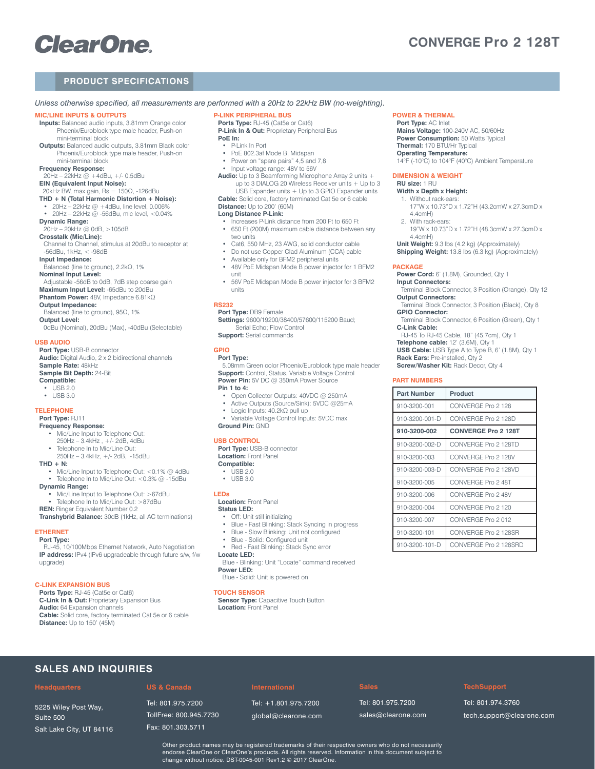# CONVERGE Pro 2 128T

## PRODUCT SPECIFICATIONS

*Unless otherwise specified, all measurements are performed with a 20Hz to 22kHz BW (no-weighting).*

### MIC/LINE INPUTS & OUTPUTS

**Inputs:** Balanced audio inputs, 3.81mm Orange color Phoenix/Euroblock type male header, Push-on mini-terminal block
**Outputs:** Balanced audio outputs, 3.81mm Black color Phoenix/Euroblock type male header, Push-on mini-terminal block
**Frequency Response:**
20Hz – 22kHz @ +4dBu, +/- 0.5dBu
**EIN (Equivalent Input Noise):**
20kHz BW, max gain, Rs = 150Ω, -126dBu
**THD + N (Total Harmonic Distortion + Noise):**
- 20Hz – 22kHz @ +4dBu, line level, 0.006%
- 20Hz – 22kHz @ -56dBu, mic level, <0.04%

**Dynamic Range:**
20Hz – 20kHz @ 0dB, >105dB
**Crosstalk (Mic/Line):**
Channel to Channel, stimulus at 20dBu to receptor at -56dBu, 1kHz, < -98dB
**Input Impedance:**
Balanced (line to ground), 2.2kΩ, 1%
**Nominal Input Level:**
Adjustable -56dB to 0dB, 7dB step coarse gain
**Maximum Input Level:** -65dBu to 20dBu
**Phantom Power:** 48V, Impedance 6.81kΩ
**Output Impedance:**
Balanced (line to ground), 95Ω, 1%
**Output Level:**
0dBu (Nominal), 20dBu (Max), -40dBu (Selectable)

### USB AUDIO

**Port Type:** USB-B connector
**Audio:** Digital Audio, 2 x 2 bidirectional channels
**Sample Rate:** 48kHz
**Sample Bit Depth:** 24-Bit
**Compatible:**
- USB 2.0
- USB 3.0

### TELEPHONE

**Port Type:** RJ11
**Frequency Response:**
- Mic/Line Input to Telephone Out:
  250Hz – 3.4kHz , +/- 2dB, 4dBu
- Telephone In to Mic/Line Out:
  250Hz – 3.4kHz, +/- 2dB, -15dBu

**THD + N:**
- Mic/Line Input to Telephone Out: <0.1% @ 4dBu
- Telephone In to Mic/Line Out: <0.3% @ -15dBu

**Dynamic Range:**
- Mic/Line Input to Telephone Out: >67dBu
- Telephone In to Mic/Line Out: >87dBu

**REN:** Ringer Equivalent Number 0.2
**Transhybrid Balance:** 30dB (1kHz, all AC terminations)

### ETHERNET

**Port Type:**
RJ-45, 10/100Mbps Ethernet Network, Auto Negotiation
**IP address:** IPv4 (IPv6 upgradeable through future s/w, f/w upgrade)

### C-LINK EXPANSION BUS

**Ports Type:** RJ-45 (Cat5e or Cat6)
**C-Link In & Out:** Proprietary Expansion Bus
**Audio:** 64 Expansion channels
**Cable:** Solid core, factory terminated Cat 5e or 6 cable
**Distance:** Up to 150' (45M)

### P-LINK PERIPHERAL BUS

**Ports Type:** RJ-45 (Cat5e or Cat6)
**P-Link In & Out:** Proprietary Peripheral Bus
**PoE In:**
- P-Link In Port
- PoE 802.3af Mode B, Midspan
- Power on "spare pairs" 4,5 and 7,8
- Input voltage range: 48V to 56V

**Audio:** Up to 3 Beamforming Microphone Array 2 units + up to 3 DIALOG 20 Wireless Receiver units + Up to 3 USB Expander units + Up to 3 GPIO Expander units
**Cable:** Solid core, factory terminated Cat 5e or 6 cable
**Distance:** Up to 200' (60M)
**Long Distance P-Link:**
- Increases P-Link distance from 200 Ft to 650 Ft
- 650 Ft (200M) maximum cable distance between any two units
- Cat6, 550 MHz, 23 AWG, solid conductor cable
- Do not use Copper Clad Aluminum (CCA) cable
- Available only for BFM2 peripheral units
- 48V PoE Midspan Mode B power injector for 1 BFM2 unit
- 56V PoE Midspan Mode B power injector for 3 BFM2 units

### RS232

**Port Type:** DB9 Female
**Settings:** 9600/19200/38400/57600/115200 Baud; Serial Echo; Flow Control
**Support:** Serial commands

### GPIO

**Port Type:**
5.08mm Green color Phoenix/Euroblock type male header
**Support:** Control, Status, Variable Voltage Control
**Power Pin:** 5V DC @ 350mA Power Source
**Pin 1 to 4:**
- Open Collector Outputs: 40VDC @ 250mA
- Active Outputs (Source/Sink): 5VDC @25mA
- Logic Inputs: 40.2kΩ pull up
- Variable Voltage Control Inputs: 5VDC max

**Ground Pin:** GND

### USB CONTROL

**Port Type:** USB-B connector
**Location:** Front Panel
**Compatible:**
- USB 2.0
- USB 3.0

### LEDs

**Location:** Front Panel
**Status LED:**
- Off: Unit still initializing
- Blue - Fast Blinking: Stack Syncing in progress
- Blue - Slow Blinking: Unit not configured
- Blue - Solid: Configured unit
- Red - Fast Blinking: Stack Sync error

**Locate LED:**
Blue - Blinking: Unit "Locate" command received
**Power LED:**
Blue - Solid: Unit is powered on

### TOUCH SENSOR

**Sensor Type:** Capacitive Touch Button
**Location:** Front Panel

### POWER & THERMAL

**Port Type:** AC Inlet
**Mains Voltage:** 100-240V AC, 50/60Hz
**Power Consumption:** 50 Watts Typical
**Thermal:** 170 BTU/Hr Typical
**Operating Temperature:**
14°F (-10°C) to 104°F (40°C) Ambient Temperature

### DIMENSION & WEIGHT

**RU size:** 1 RU
**Width x Depth x Height:**
1. Without rack-ears:
   17"W x 10.73"D x 1.72"H (43.2cmW x 27.3cmD x 4.4cmH)
2. With rack-ears:
   19"W x 10.73"D x 1.72"H (48.3cmW x 27.3cmD x 4.4cmH)

**Unit Weight:** 9.3 lbs (4.2 kg) (Approximately)
**Shipping Weight:** 13.8 lbs (6.3 kg) (Approximately)

### PACKAGE

**Power Cord:** 6' (1.8M), Grounded, Qty 1
**Input Connectors:**
Terminal Block Connector, 3 Position (Orange), Qty 12
**Output Connectors:**
Terminal Block Connector, 3 Position (Black), Qty 8
**GPIO Connector:**
Terminal Block Connector, 6 Position (Green), Qty 1
**C-Link Cable:**
RJ-45 To RJ-45 Cable, 18" (45.7cm), Qty 1
**Telephone cable:** 12' (3.6M), Qty 1
**USB Cable:** USB Type A to Type B, 6' (1.8M), Qty 1
**Rack Ears:** Pre-installed, Qty 2
**Screw/Washer Kit:** Rack Decor, Qty 4

### PART NUMBERS

| Part Number | Product |
|---|---|
| 910-3200-001 | CONVERGE Pro 2 128 |
| 910-3200-001-D | CONVERGE Pro 2 128D |
| **910-3200-002** | **CONVERGE Pro 2 128T** |
| 910-3200-002-D | CONVERGE Pro 2 128TD |
| 910-3200-003 | CONVERGE Pro 2 128V |
| 910-3200-003-D | CONVERGE Pro 2 128VD |
| 910-3200-005 | CONVERGE Pro 2 48T |
| 910-3200-006 | CONVERGE Pro 2 48V |
| 910-3200-004 | CONVERGE Pro 2 120 |
| 910-3200-007 | CONVERGE Pro 2 012 |
| 910-3200-101 | CONVERGE Pro 2 128SR |
| 910-3200-101-D | CONVERGE Pro 2 128SRD |

## SALES AND INQUIRIES

**Headquarters**
5225 Wiley Post Way,
Suite 500
Salt Lake City, UT 84116

**US & Canada**
Tel: 801.975.7200
TollFree: 800.945.7730
Fax: 801.303.5711

**International**
Tel: +1.801.975.7200
global@clearone.com

**Sales**
Tel: 801.975.7200
sales@clearone.com

**TechSupport**
Tel: 801.974.3760
tech.support@clearone.com

Other product names may be registered trademarks of their respective owners who do not necessarily endorse ClearOne or ClearOne's products. All rights reserved. Information in this document subject to change without notice. DST-0045-001 Rev1.2 © 2017 ClearOne.